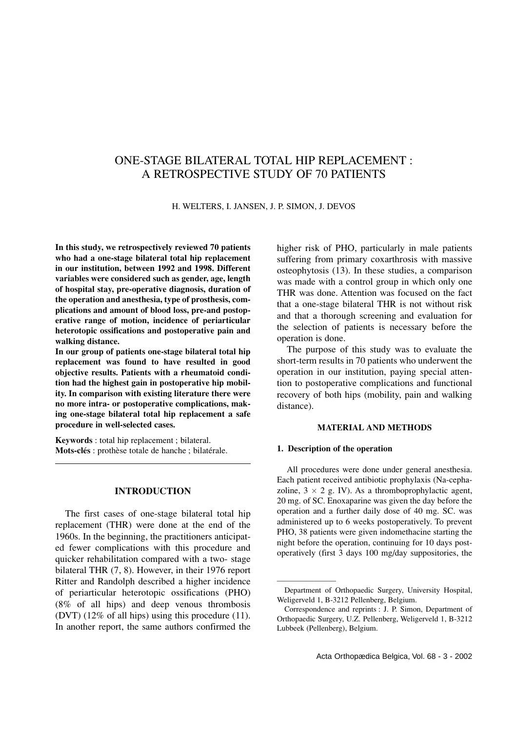# ONE-STAGE BILATERAL TOTAL HIP REPLACEMENT : A RETROSPECTIVE STUDY OF 70 PATIENTS

H. WELTERS, I. JANSEN, J. P. SIMON, J. DEVOS

**In this study, we retrospectively reviewed 70 patients who had a one-stage bilateral total hip replacement in our institution, between 1992 and 1998. Different variables were considered such as gender, age, length of hospital stay, pre-operative diagnosis, duration of the operation and anesthesia, type of prosthesis, complications and amount of blood loss, pre-and postoperative range of motion, incidence of periarticular heterotopic ossifications and postoperative pain and walking distance.**

**In our group of patients one-stage bilateral total hip replacement was found to have resulted in good objective results. Patients with a rheumatoid condition had the highest gain in postoperative hip mobility. In comparison with existing literature there were no more intra- or postoperative complications, making one-stage bilateral total hip replacement a safe procedure in well-selected cases.**

**Keywords** : total hip replacement ; bilateral.
**Mots-clés** : prothèse totale de hanche ; bilatérale.

## INTRODUCTION

The first cases of one-stage bilateral total hip replacement (THR) were done at the end of the 1960s. In the beginning, the practitioners anticipated fewer complications with this procedure and quicker rehabilitation compared with a two- stage bilateral THR (7, 8). However, in their 1976 report Ritter and Randolph described a higher incidence of periarticular heterotopic ossifications (PHO) (8% of all hips) and deep venous thrombosis (DVT) (12% of all hips) using this procedure (11). In another report, the same authors confirmed the higher risk of PHO, particularly in male patients suffering from primary coxarthrosis with massive osteophytosis (13). In these studies, a comparison was made with a control group in which only one THR was done. Attention was focused on the fact that a one-stage bilateral THR is not without risk and that a thorough screening and evaluation for the selection of patients is necessary before the operation is done.

The purpose of this study was to evaluate the short-term results in 70 patients who underwent the operation in our institution, paying special attention to postoperative complications and functional recovery of both hips (mobility, pain and walking distance).

## MATERIAL AND METHODS

### 1. Description of the operation

All procedures were done under general anesthesia. Each patient received antibiotic prophylaxis (Na-cephazoline, $3 \times 2$ g. IV). As a thromboprophylactic agent, 20 mg. of SC. Enoxaparine was given the day before the operation and a further daily dose of 40 mg. SC. was administered up to 6 weeks postoperatively. To prevent PHO, 38 patients were given indomethacine starting the night before the operation, continuing for 10 days postoperatively (first 3 days 100 mg/day suppositories, the

Department of Orthopaedic Surgery, University Hospital, Weligerveld 1, B-3212 Pellenberg, Belgium.

Correspondence and reprints : J. P. Simon, Department of Orthopaedic Surgery, U.Z. Pellenberg, Weligerveld 1, B-3212 Lubbeek (Pellenberg), Belgium.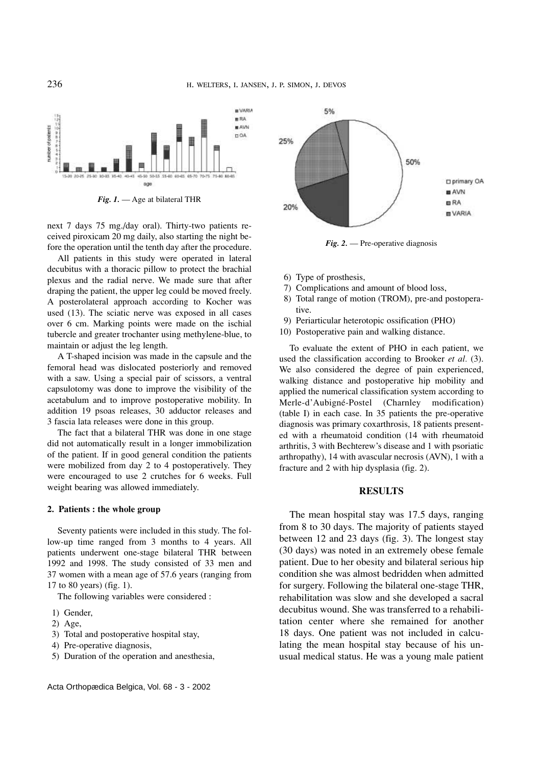*Fig. 1.* — Age at bilateral THR

next 7 days 75 mg./day oral). Thirty-two patients received piroxicam 20 mg daily, also starting the night before the operation until the tenth day after the procedure.

All patients in this study were operated in lateral decubitus with a thoracic pillow to protect the brachial plexus and the radial nerve. We made sure that after draping the patient, the upper leg could be moved freely. A posterolateral approach according to Kocher was used (13). The sciatic nerve was exposed in all cases over 6 cm. Marking points were made on the ischial tubercle and greater trochanter using methylene-blue, to maintain or adjust the leg length.

A T-shaped incision was made in the capsule and the femoral head was dislocated posteriorly and removed with a saw. Using a special pair of scissors, a ventral capsulotomy was done to improve the visibility of the acetabulum and to improve postoperative mobility. In addition 19 psoas releases, 30 adductor releases and 3 fascia lata releases were done in this group.

The fact that a bilateral THR was done in one stage did not automatically result in a longer immobilization of the patient. If in good general condition the patients were mobilized from day 2 to 4 postoperatively. They were encouraged to use 2 crutches for 6 weeks. Full weight bearing was allowed immediately.

### 2. Patients : the whole group

Seventy patients were included in this study. The follow-up time ranged from 3 months to 4 years. All patients underwent one-stage bilateral THR between 1992 and 1998. The study consisted of 33 men and 37 women with a mean age of 57.6 years (ranging from 17 to 80 years) (fig. 1).

The following variables were considered :

1) Gender,
2) Age,
3) Total and postoperative hospital stay,
4) Pre-operative diagnosis,
5) Duration of the operation and anesthesia,
6) Type of prosthesis,
7) Complications and amount of blood loss,
8) Total range of motion (TROM), pre-and postoperative.
9) Periarticular heterotopic ossification (PHO)
10) Postoperative pain and walking distance.

*Fig. 2.* — Pre-operative diagnosis

To evaluate the extent of PHO in each patient, we used the classification according to Brooker *et al.* (3). We also considered the degree of pain experienced, walking distance and postoperative hip mobility and applied the numerical classification system according to Merle-d'Aubigné-Postel (Charnley modification) (table I) in each case. In 35 patients the pre-operative diagnosis was primary coxarthrosis, 18 patients presented with a rheumatoid condition (14 with rheumatoid arthritis, 3 with Bechterew's disease and 1 with psoriatic arthropathy), 14 with avascular necrosis (AVN), 1 with a fracture and 2 with hip dysplasia (fig. 2).

## RESULTS

The mean hospital stay was 17.5 days, ranging from 8 to 30 days. The majority of patients stayed between 12 and 23 days (fig. 3). The longest stay (30 days) was noted in an extremely obese female patient. Due to her obesity and bilateral serious hip condition she was almost bedridden when admitted for surgery. Following the bilateral one-stage THR, rehabilitation was slow and she developed a sacral decubitus wound. She was transferred to a rehabilitation center where she remained for another 18 days. One patient was not included in calculating the mean hospital stay because of his unusual medical status. He was a young male patient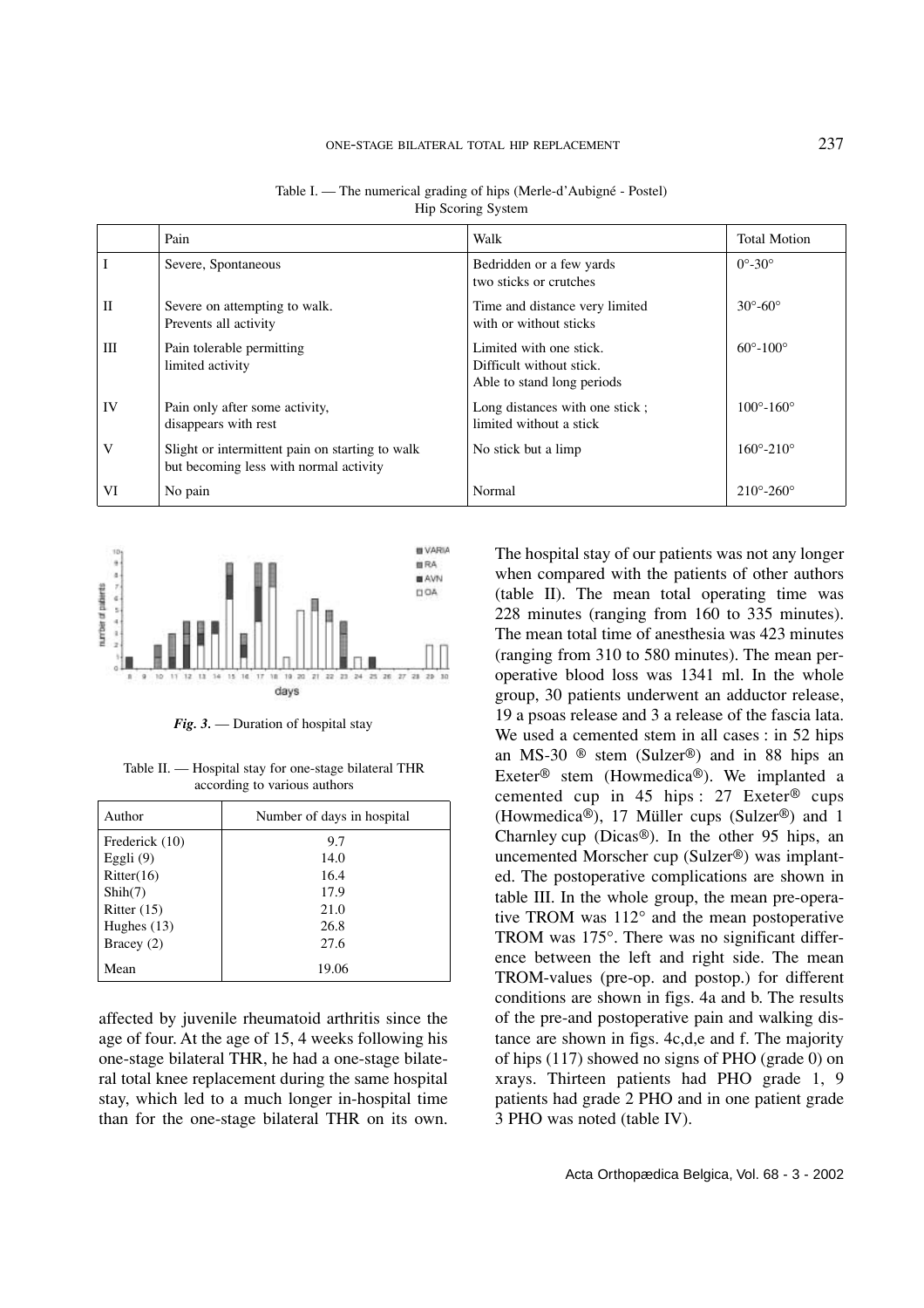Table I. — The numerical grading of hips (Merle-d'Aubigné - Postel) Hip Scoring System

| | Pain | Walk | Total Motion |
|---|---|---|---|
| I | Severe, Spontaneous | Bedridden or a few yards two sticks or crutches | 0°-30° |
| II | Severe on attempting to walk. Prevents all activity | Time and distance very limited with or without sticks | 30°-60° |
| III | Pain tolerable permitting limited activity | Limited with one stick. Difficult without stick. Able to stand long periods | 60°-100° |
| IV | Pain only after some activity, disappears with rest | Long distances with one stick ; limited without a stick | 100°-160° |
| V | Slight or intermittent pain on starting to walk but becoming less with normal activity | No stick but a limp | 160°-210° |
| VI | No pain | Normal | 210°-260° |

*Fig. 3.* — Duration of hospital stay

Table II. — Hospital stay for one-stage bilateral THR according to various authors

| Author | Number of days in hospital |
|---|---|
| Frederick (10) | 9.7 |
| Eggli (9) | 14.0 |
| Ritter(16) | 16.4 |
| Shih(7) | 17.9 |
| Ritter (15) | 21.0 |
| Hughes (13) | 26.8 |
| Bracey (2) | 27.6 |
| Mean | 19.06 |

affected by juvenile rheumatoid arthritis since the age of four. At the age of 15, 4 weeks following his one-stage bilateral THR, he had a one-stage bilateral total knee replacement during the same hospital stay, which led to a much longer in-hospital time than for the one-stage bilateral THR on its own.

The hospital stay of our patients was not any longer when compared with the patients of other authors (table II). The mean total operating time was 228 minutes (ranging from 160 to 335 minutes). The mean total time of anesthesia was 423 minutes (ranging from 310 to 580 minutes). The mean peroperative blood loss was 1341 ml. In the whole group, 30 patients underwent an adductor release, 19 a psoas release and 3 a release of the fascia lata. We used a cemented stem in all cases : in 52 hips an MS-30 ® stem (Sulzer®) and in 88 hips an Exeter® stem (Howmedica®). We implanted a cemented cup in 45 hips : 27 Exeter® cups (Howmedica®), 17 Müller cups (Sulzer®) and 1 Charnley cup (Dicas®). In the other 95 hips, an uncemented Morscher cup (Sulzer®) was implanted. The postoperative complications are shown in table III. In the whole group, the mean pre-operative TROM was 112° and the mean postoperative TROM was 175°. There was no significant difference between the left and right side. The mean TROM-values (pre-op. and postop.) for different conditions are shown in figs. 4a and b. The results of the pre-and postoperative pain and walking distance are shown in figs. 4c,d,e and f. The majority of hips (117) showed no signs of PHO (grade 0) on xrays. Thirteen patients had PHO grade 1, 9 patients had grade 2 PHO and in one patient grade 3 PHO was noted (table IV).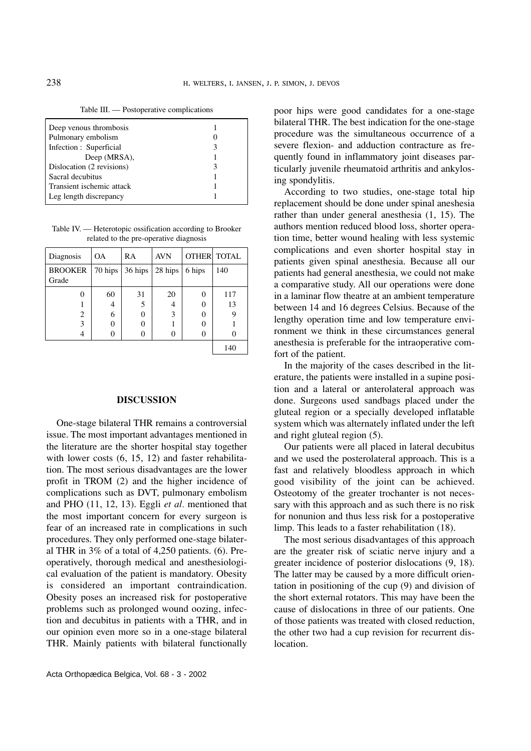Table III. — Postoperative complications

| | |
|---|---|
| Deep venous thrombosis | 1 |
| Pulmonary embolism | 0 |
| Infection : Superficial | 3 |
| Deep (MRSA), | 1 |
| Dislocation (2 revisions) | 3 |
| Sacral decubitus | 1 |
| Transient ischemic attack | 1 |
| Leg length discrepancy | 1 |

Table IV. — Heterotopic ossification according to Brooker related to the pre-operative diagnosis

| Diagnosis | OA | RA | AVN | OTHER | TOTAL |
|---|---|---|---|---|---|
| BROOKER Grade | 70 hips | 36 hips | 28 hips | 6 hips | 140 |
| 0 | 60 | 31 | 20 | 0 | 117 |
| 1 | 4 | 5 | 4 | 0 | 13 |
| 2 | 6 | 0 | 3 | 0 | 9 |
| 3 | 0 | 0 | 1 | 0 | 1 |
| 4 | 0 | 0 | 0 | 0 | 0 |
| | | | | | 140 |

## DISCUSSION

One-stage bilateral THR remains a controversial issue. The most important advantages mentioned in the literature are the shorter hospital stay together with lower costs (6, 15, 12) and faster rehabilitation. The most serious disadvantages are the lower profit in TROM (2) and the higher incidence of complications such as DVT, pulmonary embolism and PHO (11, 12, 13). Eggli *et al.* mentioned that the most important concern for every surgeon is fear of an increased rate in complications in such procedures. They only performed one-stage bilateral THR in 3% of a total of 4,250 patients. (6). Preoperatively, thorough medical and anesthesiological evaluation of the patient is mandatory. Obesity is considered an important contraindication. Obesity poses an increased risk for postoperative problems such as prolonged wound oozing, infection and decubitus in patients with a THR, and in our opinion even more so in a one-stage bilateral THR. Mainly patients with bilateral functionally poor hips were good candidates for a one-stage bilateral THR. The best indication for the one-stage procedure was the simultaneous occurrence of a severe flexion- and adduction contracture as frequently found in inflammatory joint diseases particularly juvenile rheumatoid arthritis and ankylosing spondylitis.

According to two studies, one-stage total hip replacement should be done under spinal aneseshia rather than under general anesthesia (1, 15). The authors mention reduced blood loss, shorter operation time, better wound healing with less systemic complications and even shorter hospital stay in patients given spinal anesthesia. Because all our patients had general anesthesia, we could not make a comparative study. All our operations were done in a laminar flow theatre at an ambient temperature between 14 and 16 degrees Celsius. Because of the lengthy operation time and low temperature environment we think in these circumstances general anesthesia is preferable for the intraoperative comfort of the patient.

In the majority of the cases described in the literature, the patients were installed in a supine position and a lateral or anterolateral approach was done. Surgeons used sandbags placed under the gluteal region or a specially developed inflatable system which was alternately inflated under the left and right gluteal region (5).

Our patients were all placed in lateral decubitus and we used the posterolateral approach. This is a fast and relatively bloodless approach in which good visibility of the joint can be achieved. Osteotomy of the greater trochanter is not necessary with this approach and as such there is no risk for nonunion and thus less risk for a postoperative limp. This leads to a faster rehabilitation (18).

The most serious disadvantages of this approach are the greater risk of sciatic nerve injury and a greater incidence of posterior dislocations (9, 18). The latter may be caused by a more difficult orientation in positioning of the cup (9) and division of the short external rotators. This may have been the cause of dislocations in three of our patients. One of those patients was treated with closed reduction, the other two had a cup revision for recurrent dislocation.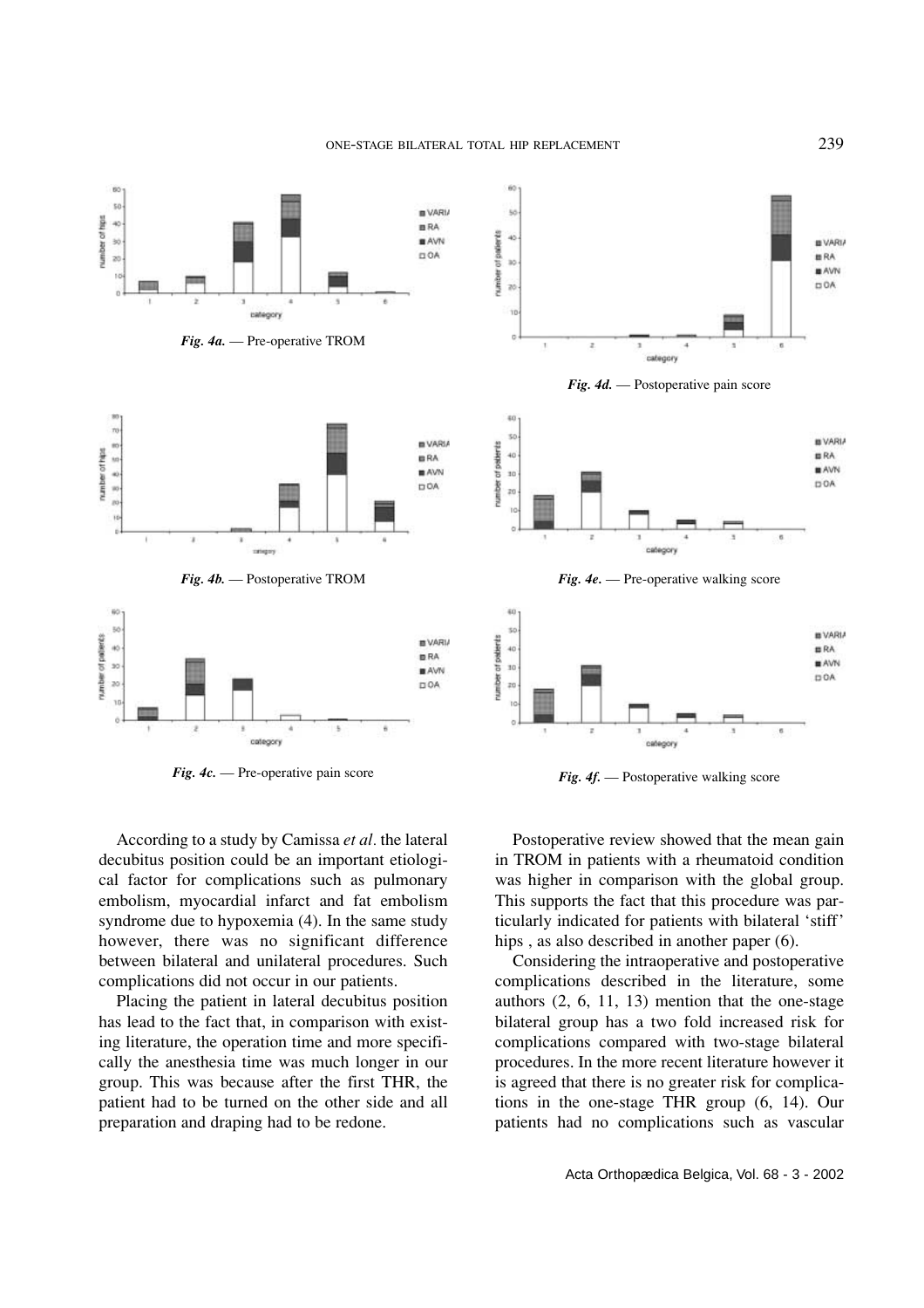*Fig. 4a.* — Pre-operative TROM

*Fig. 4b.* — Postoperative TROM

*Fig. 4c.* — Pre-operative pain score

*Fig. 4d.* — Postoperative pain score

*Fig. 4e.* — Pre-operative walking score

*Fig. 4f.* — Postoperative walking score

According to a study by Camissa *et al*. the lateral decubitus position could be an important etiological factor for complications such as pulmonary embolism, myocardial infarct and fat embolism syndrome due to hypoxemia (4). In the same study however, there was no significant difference between bilateral and unilateral procedures. Such complications did not occur in our patients.

Placing the patient in lateral decubitus position has lead to the fact that, in comparison with existing literature, the operation time and more specifically the anesthesia time was much longer in our group. This was because after the first THR, the patient had to be turned on the other side and all preparation and draping had to be redone.

Postoperative review showed that the mean gain in TROM in patients with a rheumatoid condition was higher in comparison with the global group. This supports the fact that this procedure was particularly indicated for patients with bilateral 'stiff' hips , as also described in another paper (6).

Considering the intraoperative and postoperative complications described in the literature, some authors (2, 6, 11, 13) mention that the one-stage bilateral group has a two fold increased risk for complications compared with two-stage bilateral procedures. In the more recent literature however it is agreed that there is no greater risk for complications in the one-stage THR group (6, 14). Our patients had no complications such as vascular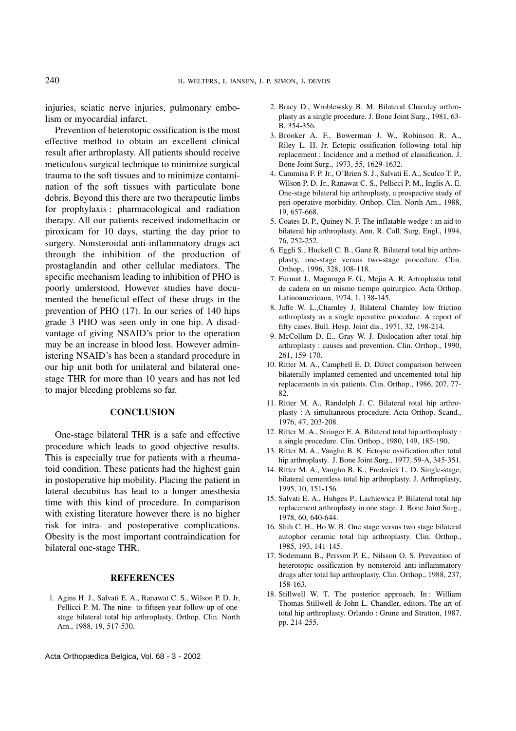injuries, sciatic nerve injuries, pulmonary embolism or myocardial infarct.

Prevention of heterotopic ossification is the most effective method to obtain an excellent clinical result after arthroplasty. All patients should receive meticulous surgical technique to minimize surgical trauma to the soft tissues and to minimize contamination of the soft tissues with particulate bone debris. Beyond this there are two therapeutic limbs for prophylaxis : pharmacological and radiation therapy. All our patients received indomethacin or piroxicam for 10 days, starting the day prior to surgery. Nonsteroidal anti-inflammatory drugs act through the inhibition of the production of prostaglandin and other cellular mediators. The specific mechanism leading to inhibition of PHO is poorly understood. However studies have documented the beneficial effect of these drugs in the prevention of PHO (17). In our series of 140 hips grade 3 PHO was seen only in one hip. A disadvantage of giving NSAID's prior to the operation may be an increase in blood loss. However administering NSAID's has been a standard procedure in our hip unit both for unilateral and bilateral one-stage THR for more than 10 years and has not led to major bleeding problems so far.

## CONCLUSION

One-stage bilateral THR is a safe and effective procedure which leads to good objective results. This is especially true for patients with a rheumatoid condition. These patients had the highest gain in postoperative hip mobility. Placing the patient in lateral decubitus has lead to a longer anesthesia time with this kind of procedure. In comparison with existing literature however there is no higher risk for intra- and postoperative complications. Obesity is the most important contraindication for bilateral one-stage THR.

## REFERENCES

1. Agins H. J., Salvati E. A., Ranawat C. S., Wilson P. D. Jr, Pellicci P. M. The nine- to fifteen-year follow-up of one-stage bilateral total hip arthroplasty. Orthop. Clin. North Am., 1988, 19, 517-530.
2. Bracy D., Wroblewsky B. M. Bilateral Charnley arthroplasty as a single procedure. J. Bone Joint Surg., 1981, 63-B, 354-356.
3. Brooker A. F., Bowerman J. W., Robinson R. A., Riley L. H. Jr. Ectopic ossification following total hip replacement : Incidence and a method of classification. J. Bone Joint Surg., 1973, 55, 1629-1632.
4. Cammisa F. P. Jr., O'Brien S. J., Salvati E. A., Sculco T. P., Wilson P. D. Jr., Ranawat C. S., Pellicci P. M., Inglis A. E. One-stage bilateral hip arthroplasty, a prospective study of peri-operative morbidity. Orthop. Clin. North Am., 1988, 19, 657-668.
5. Coates D. P., Quiney N. F. The inflatable wedge : an aid to bilateral hip arthroplasty. Ann. R. Coll. Surg. Engl., 1994, 76, 252-252.
6. Eggli S., Huckell C. B., Ganz R. Bilateral total hip arthroplasty, one-stage versus two-stage procedure. Clin. Orthop., 1996, 328, 108-118.
7. Furmat J., Maguruga F. G., Mejia A. R. Artroplastia total de cadera en un mismo tiempo quirurgico. Acta Orthop. Latinoamericana, 1974, 1, 138-145.
8. Jaffe W. L.,Charnley J. Bilateral Charnley low friction arthroplasty as a single operative procedure. A report of fifty cases. Bull. Hosp. Joint dis., 1971, 32, 198-214.
9. McCollum D. E., Gray W. J. Dislocation after total hip arthroplasty : causes and prevention. Clin. Orthop., 1990, 261, 159-170.
10. Ritter M. A., Campbell E. D. Direct comparison between bilaterally implanted cemented and uncemented total hip replacements in six patients. Clin. Orthop., 1986, 207, 77-82.
11. Ritter M. A., Randolph J. C. Bilateral total hip arthroplasty : A simultaneous procedure. Acta Orthop. Scand., 1976, 47, 203-208.
12. Ritter M. A., Stringer E. A. Bilateral total hip arthroplasty : a single procedure. Clin. Orthop., 1980, 149, 185-190.
13. Ritter M. A., Vaughn B. K. Ectopic ossification after total hip arthroplasty. J. Bone Joint Surg., 1977, 59-A, 345-351.
14. Ritter M. A., Vaughn B. K., Frederick L. D. Single-stage, bilateral cementless total hip arthroplasty. J. Arthroplasty, 1995, 10, 151-156.
15. Salvati E. A., Huhges P., Lachiewicz P. Bilateral total hip replacement arthroplasty in one stage. J. Bone Joint Surg., 1978, 60, 640-644.
16. Shih C. H., Ho W. B. One stage versus two stage bilateral autophor ceramic total hip arthroplasty. Clin. Orthop., 1985, 193, 141-145.
17. Sodemann B., Persson P. E., Nilsson O. S. Prevention of heterotopic ossification by nonsteroid anti-inflammatory drugs after total hip arthroplasty. Clin. Orthop., 1988, 237, 158-163.
18. Stillwell W. T. The posterior approach. In : William Thomas Stillwell & John L. Chandler, editors. The art of total hip arthroplasty. Orlando : Grune and Stratton, 1987, pp. 214-255.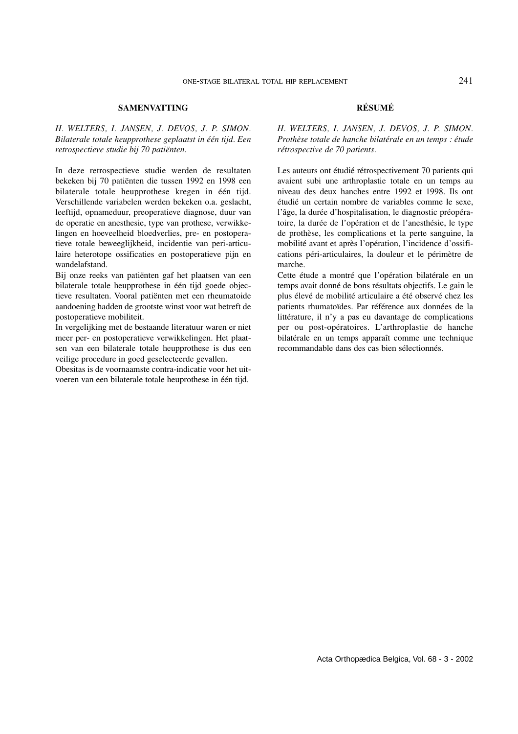## SAMENVATTING

*H. WELTERS, I. JANSEN, J. DEVOS, J. P. SIMON. Bilaterale totale heupprothese geplaatst in één tijd. Een retrospectieve studie bij 70 patiënten.*

In deze retrospectieve studie werden de resultaten bekeken bij 70 patiënten die tussen 1992 en 1998 een bilaterale totale heupprothese kregen in één tijd. Verschillende variabelen werden bekeken o.a. geslacht, leeftijd, opnameduur, preoperatieve diagnose, duur van de operatie en anesthesie, type van prothese, verwikkelingen en hoeveelheid bloedverlies, pre- en postoperatieve totale beweeglijkheid, incidentie van peri-articulaire heterotope ossificaties en postoperatieve pijn en wandelafstand.

Bij onze reeks van patiënten gaf het plaatsen van een bilaterale totale heupprothese in één tijd goede objectieve resultaten. Vooral patiënten met een rheumatoide aandoening hadden de grootste winst voor wat betreft de postoperatieve mobiliteit.

In vergelijking met de bestaande literatuur waren er niet meer per- en postoperatieve verwikkelingen. Het plaatsen van een bilaterale totale heupprothese is dus een veilige procedure in goed geselecteerde gevallen.

Obesitas is de voornaamste contra-indicatie voor het uitvoeren van een bilaterale totale heuprothese in één tijd.

## RÉSUMÉ

*H. WELTERS, I. JANSEN, J. DEVOS, J. P. SIMON. Prothèse totale de hanche bilatérale en un temps : étude rétrospective de 70 patients.*

Les auteurs ont étudié rétrospectivement 70 patients qui avaient subi une arthroplastie totale en un temps au niveau des deux hanches entre 1992 et 1998. Ils ont étudié un certain nombre de variables comme le sexe, l'âge, la durée d'hospitalisation, le diagnostic préopératoire, la durée de l'opération et de l'anesthésie, le type de prothèse, les complications et la perte sanguine, la mobilité avant et après l'opération, l'incidence d'ossifications péri-articulaires, la douleur et le périmètre de marche.

Cette étude a montré que l'opération bilatérale en un temps avait donné de bons résultats objectifs. Le gain le plus élevé de mobilité articulaire a été observé chez les patients rhumatoïdes. Par référence aux données de la littérature, il n'y a pas eu davantage de complications per ou post-opératoires. L'arthroplastie de hanche bilatérale en un temps apparaît comme une technique recommandable dans des cas bien sélectionnés.